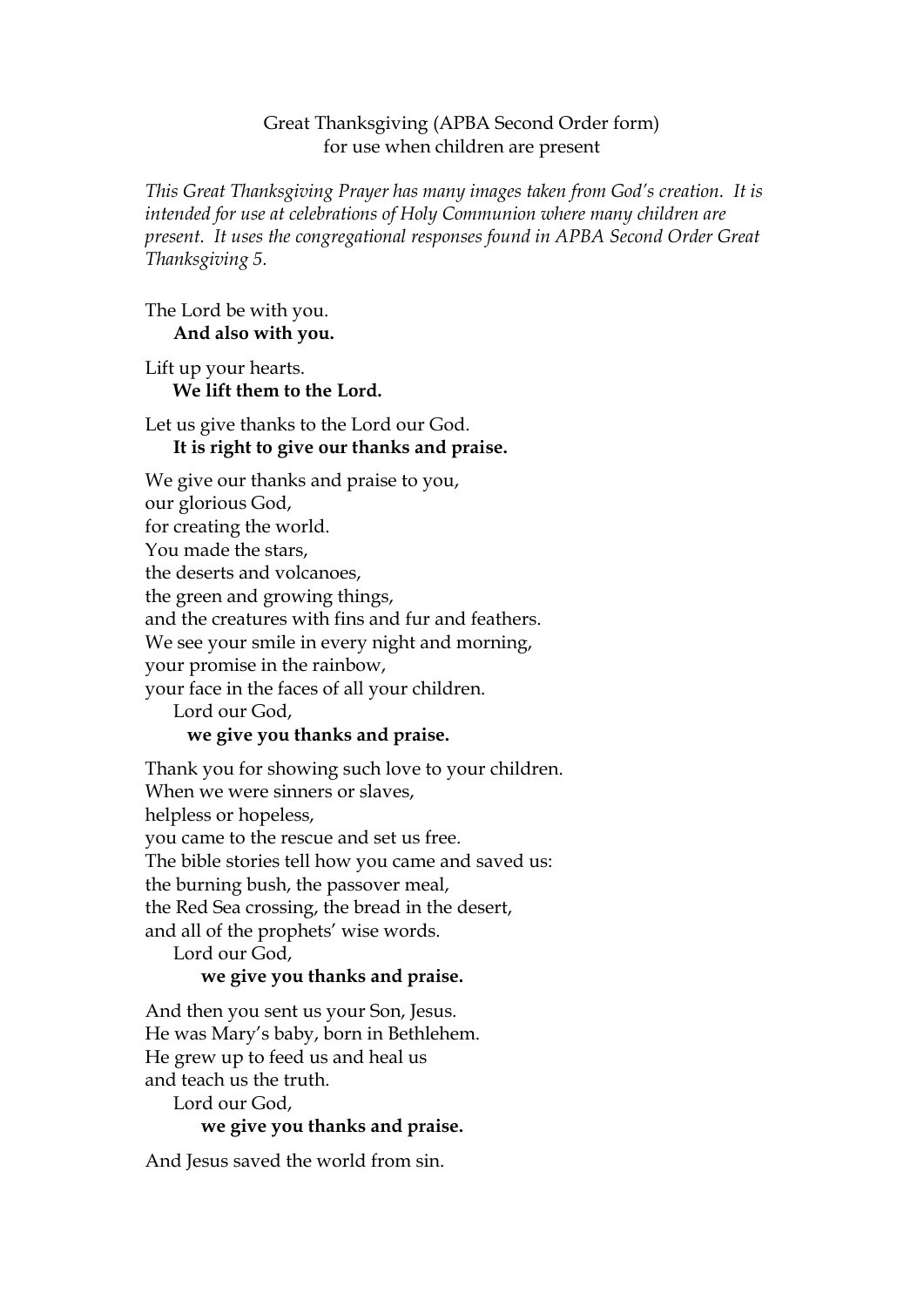# Great Thanksgiving (APBA Second Order form)
## for use when children are present

*This Great Thanksgiving Prayer has many images taken from God's creation. It is intended for use at celebrations of Holy Communion where many children are present. It uses the congregational responses found in APBA Second Order Great Thanksgiving 5.*

The Lord be with you.  
**And also with you.**

Lift up your hearts.  
**We lift them to the Lord.**

Let us give thanks to the Lord our God.  
**It is right to give our thanks and praise.**

We give our thanks and praise to you,  
our glorious God,  
for creating the world.  
You made the stars,  
the deserts and volcanoes,  
the green and growing things,  
and the creatures with fins and fur and feathers.  
We see your smile in every night and morning,  
your promise in the rainbow,  
your face in the faces of all your children.  
Lord our God,  
**we give you thanks and praise.**

Thank you for showing such love to your children.  
When we were sinners or slaves,  
helpless or hopeless,  
you came to the rescue and set us free.  
The bible stories tell how you came and saved us:  
the burning bush, the passover meal,  
the Red Sea crossing, the bread in the desert,  
and all of the prophets' wise words.  
Lord our God,  
**we give you thanks and praise.**

And then you sent us your Son, Jesus.  
He was Mary's baby, born in Bethlehem.  
He grew up to feed us and heal us  
and teach us the truth.  
Lord our God,  
**we give you thanks and praise.**

And Jesus saved the world from sin.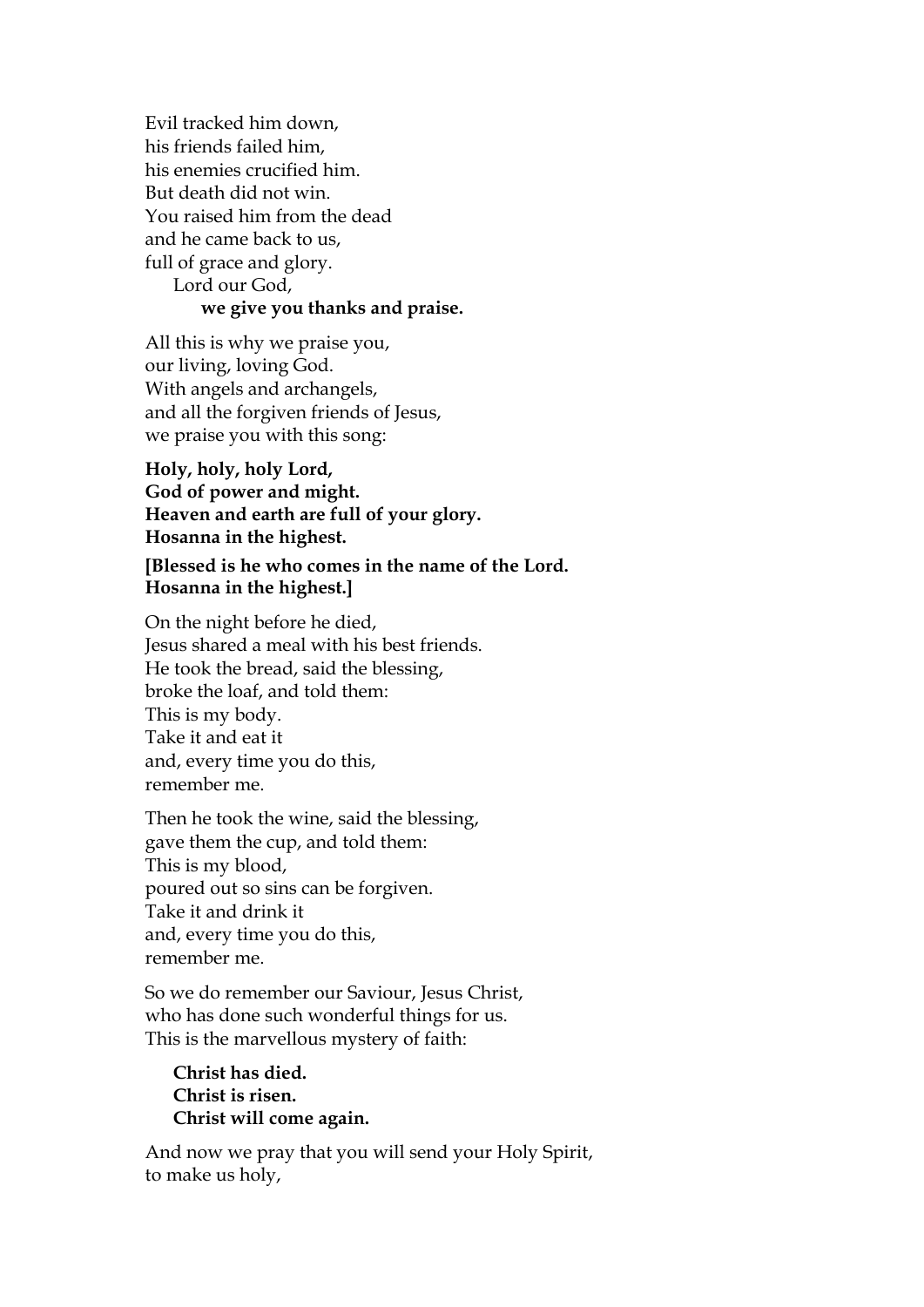Evil tracked him down,
his friends failed him,
his enemies crucified him.
But death did not win.
You raised him from the dead
and he came back to us,
full of grace and glory.
  Lord our God,
    **we give you thanks and praise.**

All this is why we praise you,
our living, loving God.
With angels and archangels,
and all the forgiven friends of Jesus,
we praise you with this song:

**Holy, holy, holy Lord,**
**God of power and might.**
**Heaven and earth are full of your glory.**
**Hosanna in the highest.**

**[Blessed is he who comes in the name of the Lord.**
**Hosanna in the highest.]**

On the night before he died,
Jesus shared a meal with his best friends.
He took the bread, said the blessing,
broke the loaf, and told them:
This is my body.
Take it and eat it
and, every time you do this,
remember me.

Then he took the wine, said the blessing,
gave them the cup, and told them:
This is my blood,
poured out so sins can be forgiven.
Take it and drink it
and, every time you do this,
remember me.

So we do remember our Saviour, Jesus Christ,
who has done such wonderful things for us.
This is the marvellous mystery of faith:

  **Christ has died.**
  **Christ is risen.**
  **Christ will come again.**

And now we pray that you will send your Holy Spirit,
to make us holy,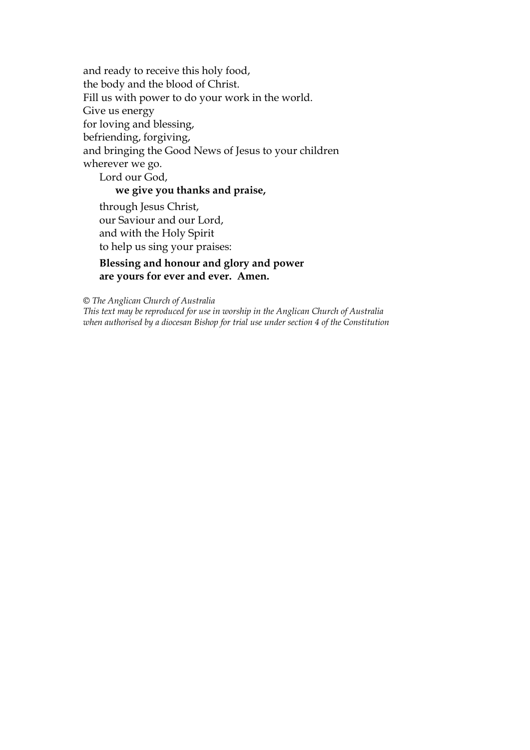and ready to receive this holy food,  
the body and the blood of Christ.  
Fill us with power to do your work in the world.  
Give us energy  
for loving and blessing,  
befriending, forgiving,  
and bringing the Good News of Jesus to your children  
wherever we go.

Lord our God,

**we give you thanks and praise,**

through Jesus Christ,  
our Saviour and our Lord,  
and with the Holy Spirit  
to help us sing your praises:

**Blessing and honour and glory and power**  
**are yours for ever and ever. Amen.**

*© The Anglican Church of Australia*  
*This text may be reproduced for use in worship in the Anglican Church of Australia when authorised by a diocesan Bishop for trial use under section 4 of the Constitution*